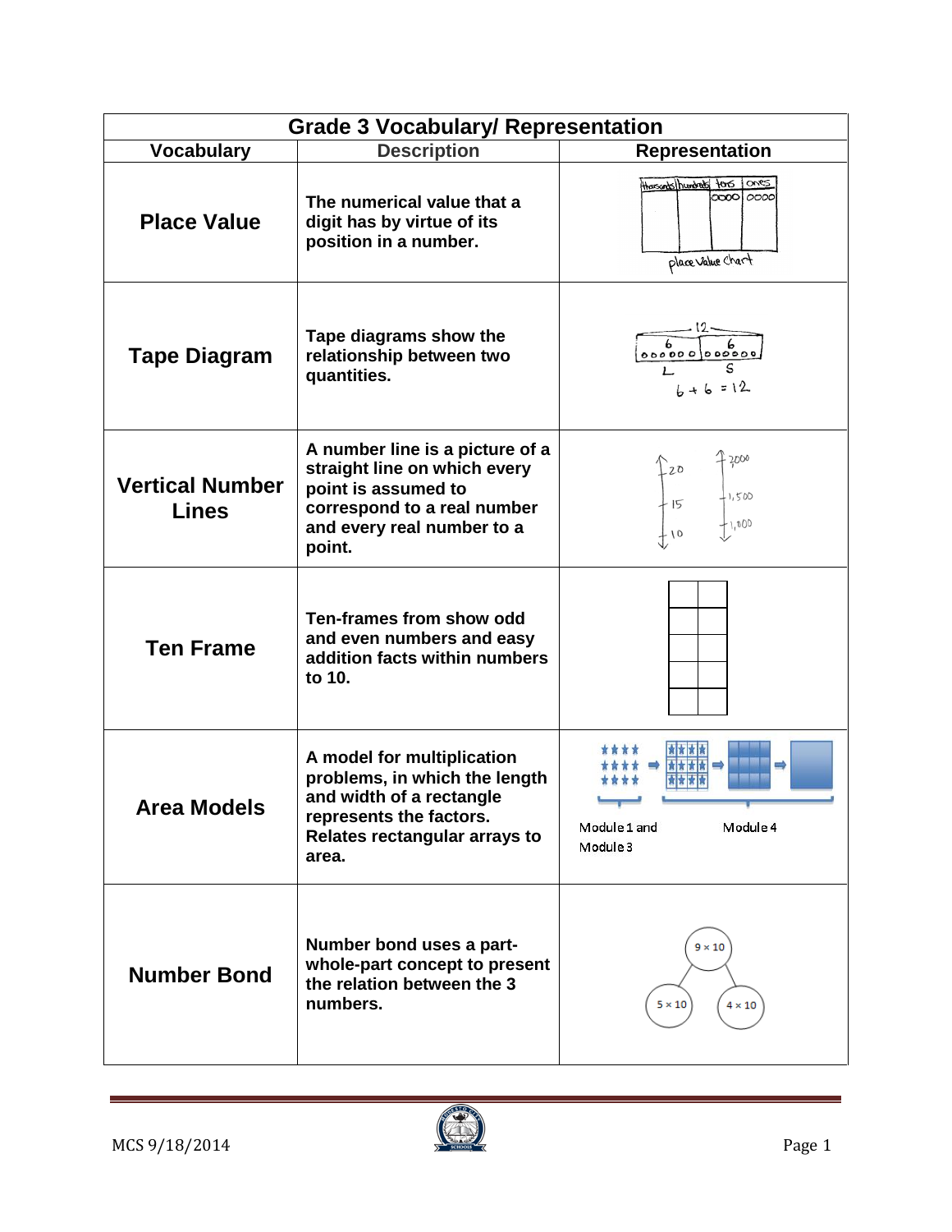| Grade 3 Vocabulary/ Representation | | |
|---|---|---|
| **Vocabulary** | **Description** | **Representation** |
| **Place Value** | **The numerical value that a digit has by virtue of its position in a number.** | thousands \| hundreds \| tens \| ones — place value chart |
| **Tape Diagram** | **Tape diagrams show the relationship between two quantities.** | 12; 6, 6; L, S; $6 + 6 = 12$ |
| **Vertical Number Lines** | **A number line is a picture of a straight line on which every point is assumed to correspond to a real number and every real number to a point.** | 20, 15, 10; 2,000, 1,500, 1,000 |
| **Ten Frame** | **Ten-frames from show odd and even numbers and easy addition facts within numbers to 10.** | |
| **Area Models** | **A model for multiplication problems, in which the length and width of a rectangle represents the factors. Relates rectangular arrays to area.** | Module 1 and Module 3; Module 4 |
| **Number Bond** | **Number bond uses a part-whole-part concept to present the relation between the 3 numbers.** | $9 \times 10$; $5 \times 10$, $4 \times 10$ |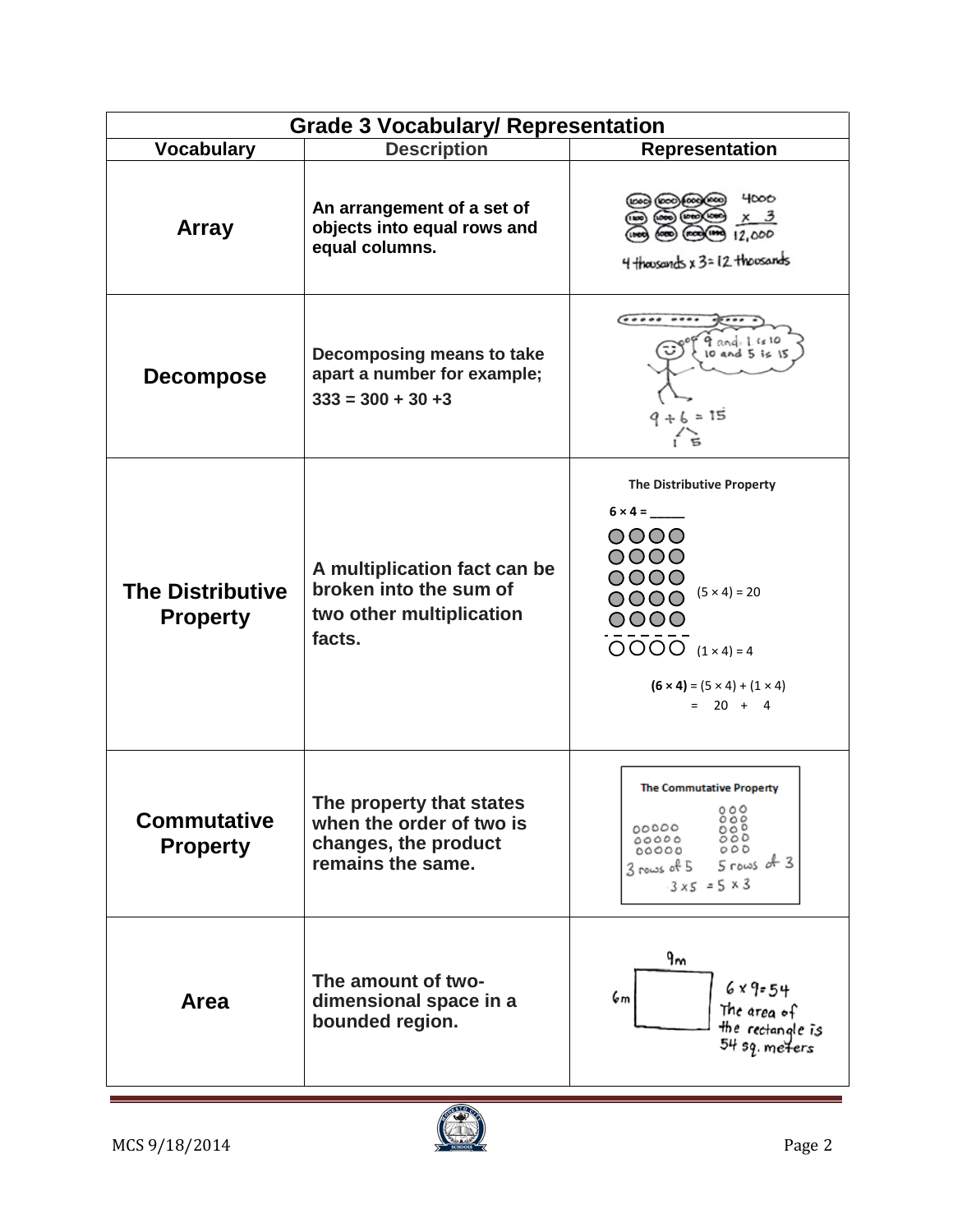| Grade 3 Vocabulary/ Representation | | |
|---|---|---|
| **Vocabulary** | **Description** | **Representation** |
| **Array** | **An arrangement of a set of objects into equal rows and equal columns.** | 4000 × 3 = 12,000; 4 thousands × 3 = 12 thousands |
| **Decompose** | **Decomposing means to take apart a number for example; 333 = 300 + 30 +3** | 9 and 1 is 10, 10 and 5 is 15; 9 + 6 = 15 (6 = 1 + 5) |
| **The Distributive Property** | **A multiplication fact can be broken into the sum of two other multiplication facts.** | The Distributive Property; 6 × 4 = ____; (5 × 4) = 20; (1 × 4) = 4; **(6 × 4)** = (5 × 4) + (1 × 4) = 20 + 4 |
| **Commutative Property** | **The property that states when the order of two is changes, the product remains the same.** | The Commutative Property; 3 rows of 5; 5 rows of 3; 3 × 5 = 5 × 3 |
| **Area** | **The amount of two-dimensional space in a bounded region.** | 9m; 6m; 6 × 9 = 54; The area of the rectangle is 54 sq. meters |

MCS 9/18/2014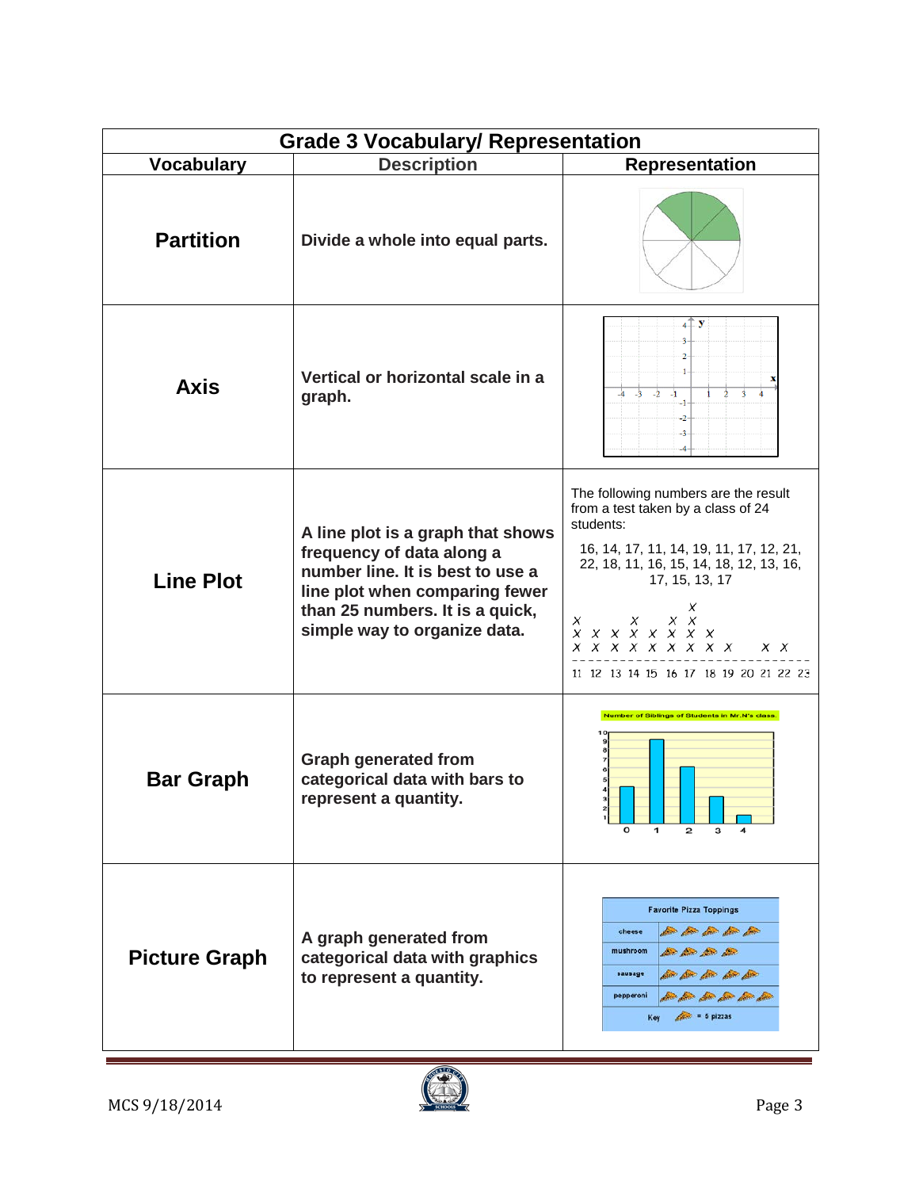| Grade 3 Vocabulary/ Representation | | |
|---|---|---|
| **Vocabulary** | **Description** | **Representation** |
| **Partition** | **Divide a whole into equal parts.** | |
| **Axis** | **Vertical or horizontal scale in a graph.** | |
| **Line Plot** | **A line plot is a graph that shows frequency of data along a number line. It is best to use a line plot when comparing fewer than 25 numbers. It is a quick, simple way to organize data.** | The following numbers are the result from a test taken by a class of 24 students: 16, 14, 17, 11, 14, 19, 11, 17, 12, 21, 22, 18, 11, 16, 15, 14, 18, 12, 13, 16, 17, 15, 13, 17 |
| **Bar Graph** | **Graph generated from categorical data with bars to represent a quantity.** | Number of Siblings of Students in Mr.N's class. |
| **Picture Graph** | **A graph generated from categorical data with graphics to represent a quantity.** | Favorite Pizza Toppings — Key = 5 pizzas |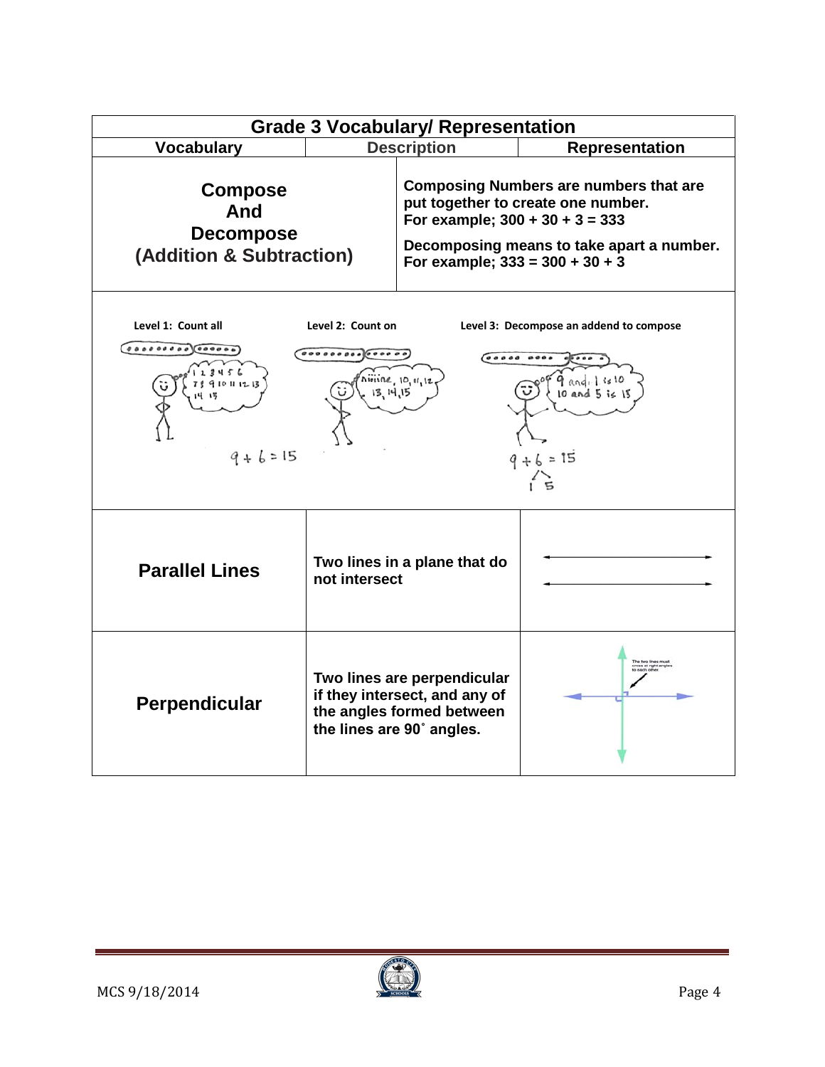| Grade 3 Vocabulary/ Representation | | |
|---|---|---|
| **Vocabulary** | **Description** | **Representation** |
| **Compose And Decompose (Addition & Subtraction)** | **Composing Numbers are numbers that are put together to create one number. For example; 300 + 30 + 3 = 333** <br> **Decomposing means to take apart a number. For example; 333 = 300 + 30 + 3** | |
| **Level 1: Count all** <br> 1 2 3 4 5 6 7 8 9 10 11 12 13 14 15 <br> 9 + 6 = 15 | **Level 2: Count on** <br> nine, 10, 11, 12, 13, 14, 15 | **Level 3: Decompose an addend to compose** <br> 9 and 1 is 10 <br> 10 and 5 is 15 <br> 9 + 6 = 15 <br> 1 5 |
| **Parallel Lines** | **Two lines in a plane that do not intersect** | |
| **Perpendicular** | **Two lines are perpendicular if they intersect, and any of the angles formed between the lines are 90˚ angles.** | The two lines must cross at right angles to each other |